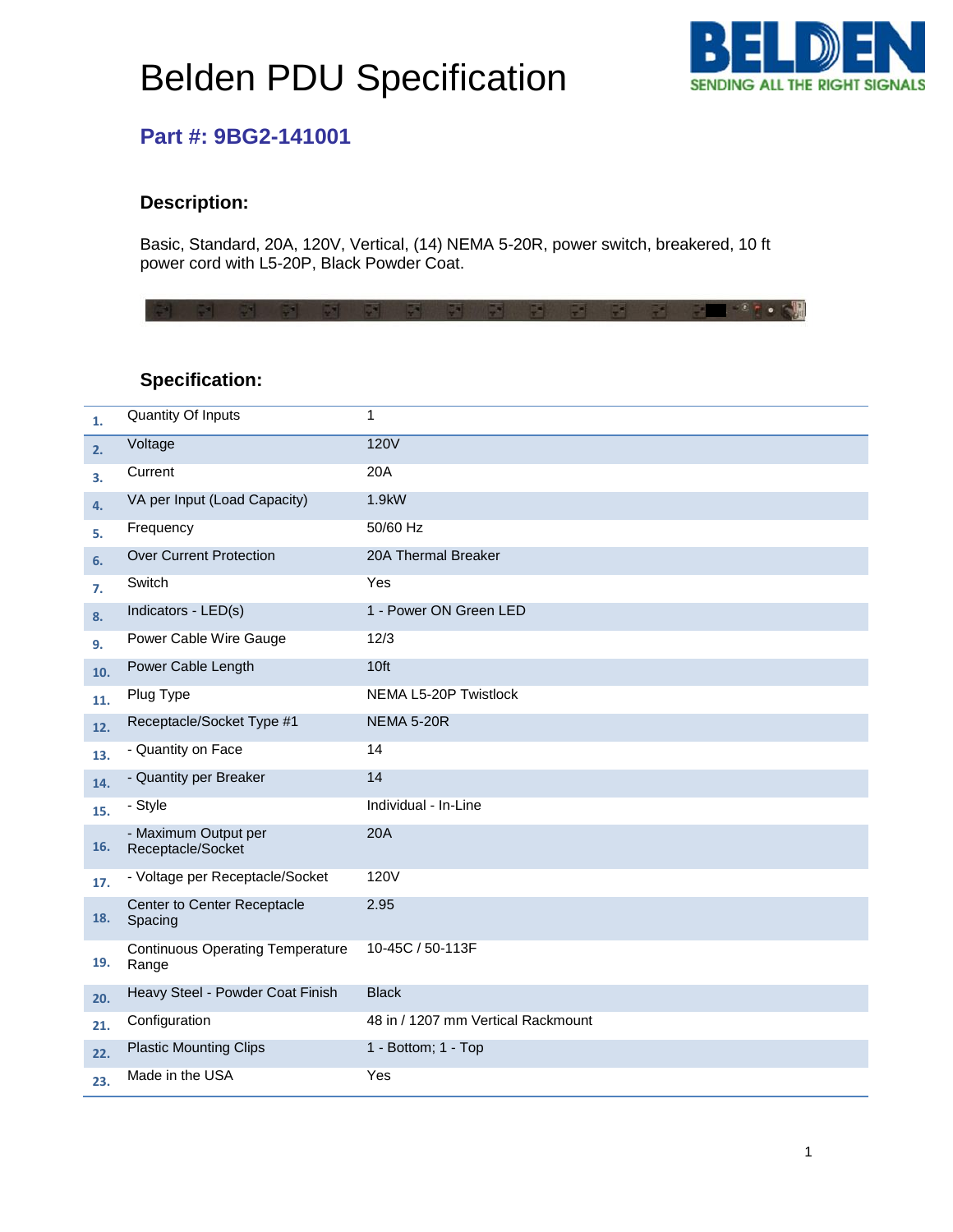# Belden PDU Specification

## Part #: 9BG2-141001

### Description:

Basic, Standard, 20A, 120V, Vertical, (14) NEMA 5-20R, power switch, breakered, 10 ft power cord with L5-20P, Black Powder Coat.

### Specification:

| # | Specification | Value |
|---|---|---|
| 1. | Quantity Of Inputs | 1 |
| 2. | Voltage | 120V |
| 3. | Current | 20A |
| 4. | VA per Input (Load Capacity) | 1.9kW |
| 5. | Frequency | 50/60 Hz |
| 6. | Over Current Protection | 20A Thermal Breaker |
| 7. | Switch | Yes |
| 8. | Indicators - LED(s) | 1 - Power ON Green LED |
| 9. | Power Cable Wire Gauge | 12/3 |
| 10. | Power Cable Length | 10ft |
| 11. | Plug Type | NEMA L5-20P Twistlock |
| 12. | Receptacle/Socket Type #1 | NEMA 5-20R |
| 13. | - Quantity on Face | 14 |
| 14. | - Quantity per Breaker | 14 |
| 15. | - Style | Individual - In-Line |
| 16. | - Maximum Output per Receptacle/Socket | 20A |
| 17. | - Voltage per Receptacle/Socket | 120V |
| 18. | Center to Center Receptacle Spacing | 2.95 |
| 19. | Continuous Operating Temperature Range | 10-45C / 50-113F |
| 20. | Heavy Steel - Powder Coat Finish | Black |
| 21. | Configuration | 48 in / 1207 mm Vertical Rackmount |
| 22. | Plastic Mounting Clips | 1 - Bottom; 1 - Top |
| 23. | Made in the USA | Yes |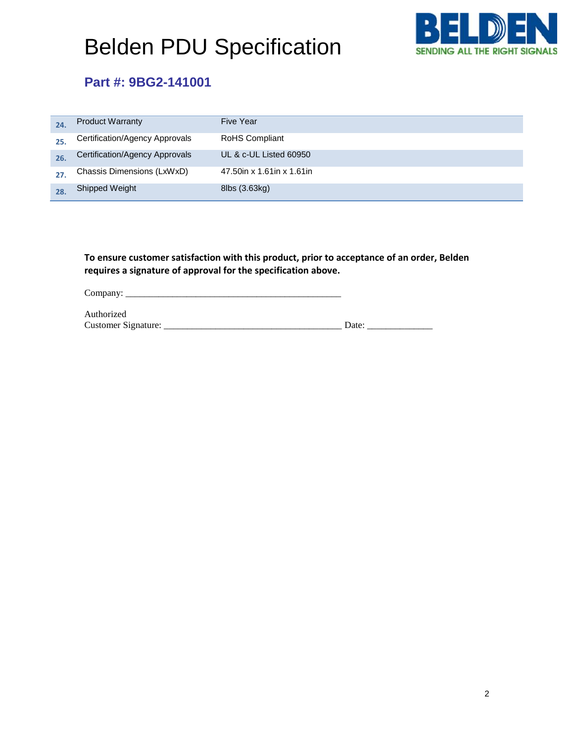# Belden PDU Specification

## Part #: 9BG2-141001

| | | |
|---|---|---|
| 24. | Product Warranty | Five Year |
| 25. | Certification/Agency Approvals | RoHS Compliant |
| 26. | Certification/Agency Approvals | UL & c-UL Listed 60950 |
| 27. | Chassis Dimensions (LxWxD) | 47.50in x 1.61in x 1.61in |
| 28. | Shipped Weight | 8lbs (3.63kg) |

**To ensure customer satisfaction with this product, prior to acceptance of an order, Belden requires a signature of approval for the specification above.**

Company: _______________________________________________

Authorized
Customer Signature: _______________________________________ Date: ______________